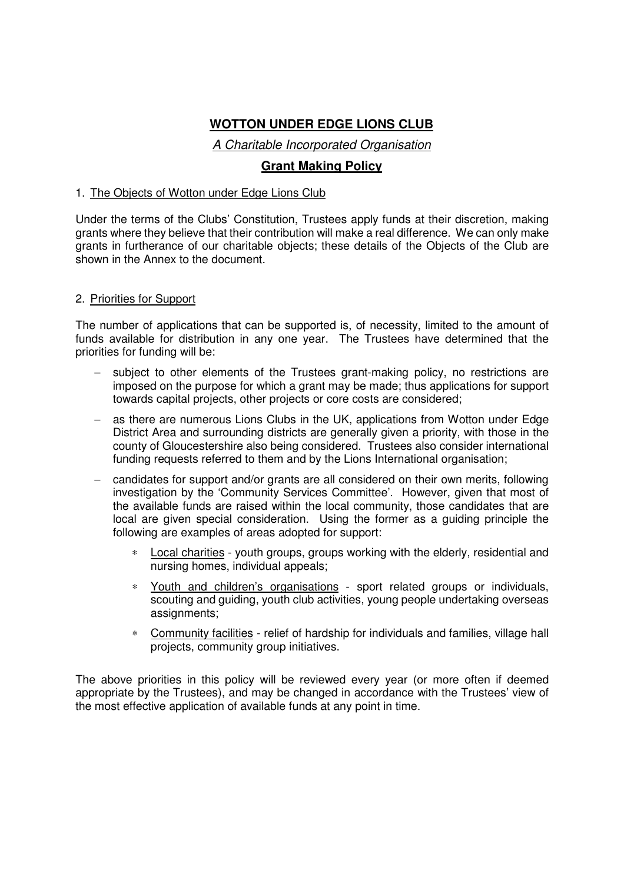# **WOTTON UNDER EDGE LIONS CLUB**

*A Charitable Incorporated Organisation*

## **Grant Making Policy**

1. The Objects of Wotton under Edge Lions Club

Under the terms of the Clubs' Constitution, Trustees apply funds at their discretion, making grants where they believe that their contribution will make a real difference. We can only make grants in furtherance of our charitable objects; these details of the Objects of the Club are shown in the Annex to the document.

2. Priorities for Support

The number of applications that can be supported is, of necessity, limited to the amount of funds available for distribution in any one year. The Trustees have determined that the priorities for funding will be:

- subject to other elements of the Trustees grant-making policy, no restrictions are imposed on the purpose for which a grant may be made; thus applications for support towards capital projects, other projects or core costs are considered;
- as there are numerous Lions Clubs in the UK, applications from Wotton under Edge District Area and surrounding districts are generally given a priority, with those in the county of Gloucestershire also being considered. Trustees also consider international funding requests referred to them and by the Lions International organisation;
- candidates for support and/or grants are all considered on their own merits, following investigation by the 'Community Services Committee'. However, given that most of the available funds are raised within the local community, those candidates that are local are given special consideration. Using the former as a guiding principle the following are examples of areas adopted for support:
    - Local charities - youth groups, groups working with the elderly, residential and nursing homes, individual appeals;
    - Youth and children's organisations - sport related groups or individuals, scouting and guiding, youth club activities, young people undertaking overseas assignments;
    - Community facilities - relief of hardship for individuals and families, village hall projects, community group initiatives.

The above priorities in this policy will be reviewed every year (or more often if deemed appropriate by the Trustees), and may be changed in accordance with the Trustees' view of the most effective application of available funds at any point in time.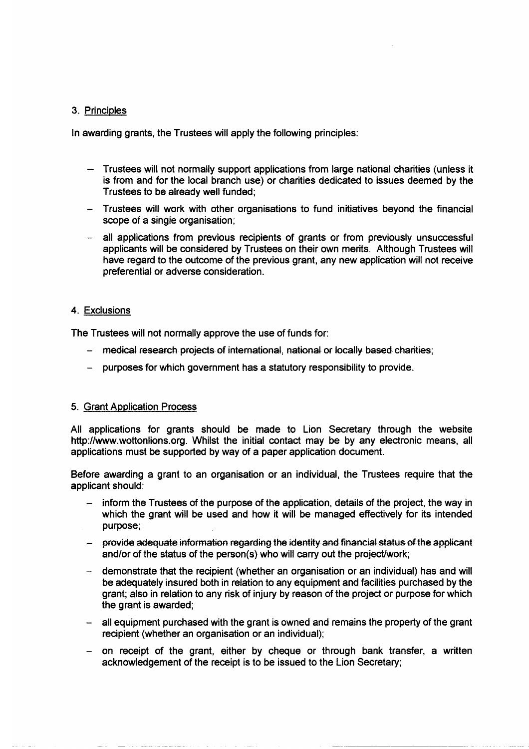## 3. Principles

In awarding grants, the Trustees will apply the following principles:

- Trustees will not normally support applications from large national charities (unless it is from and for the local branch use) or charities dedicated to issues deemed by the Trustees to be already well funded;
- Trustees will work with other organisations to fund initiatives beyond the financial scope of a single organisation;
- all applications from previous recipients of grants or from previously unsuccessful applicants will be considered by Trustees on their own merits. Although Trustees will have regard to the outcome of the previous grant, any new application will not receive preferential or adverse consideration.

## 4. Exclusions

The Trustees will not normally approve the use of funds for:

- medical research projects of international, national or locally based charities;
- purposes for which government has a statutory responsibility to provide.

## 5. Grant Application Process

All applications for grants should be made to Lion Secretary through the website http://www.wottonlions.org. Whilst the initial contact may be by any electronic means, all applications must be supported by way of a paper application document.

Before awarding a grant to an organisation or an individual, the Trustees require that the applicant should:

- inform the Trustees of the purpose of the application, details of the project, the way in which the grant will be used and how it will be managed effectively for its intended purpose;
- provide adequate information regarding the identity and financial status of the applicant and/or of the status of the person(s) who will carry out the project/work;
- demonstrate that the recipient (whether an organisation or an individual) has and will be adequately insured both in relation to any equipment and facilities purchased by the grant; also in relation to any risk of injury by reason of the project or purpose for which the grant is awarded;
- all equipment purchased with the grant is owned and remains the property of the grant recipient (whether an organisation or an individual);
- on receipt of the grant, either by cheque or through bank transfer, a written acknowledgement of the receipt is to be issued to the Lion Secretary;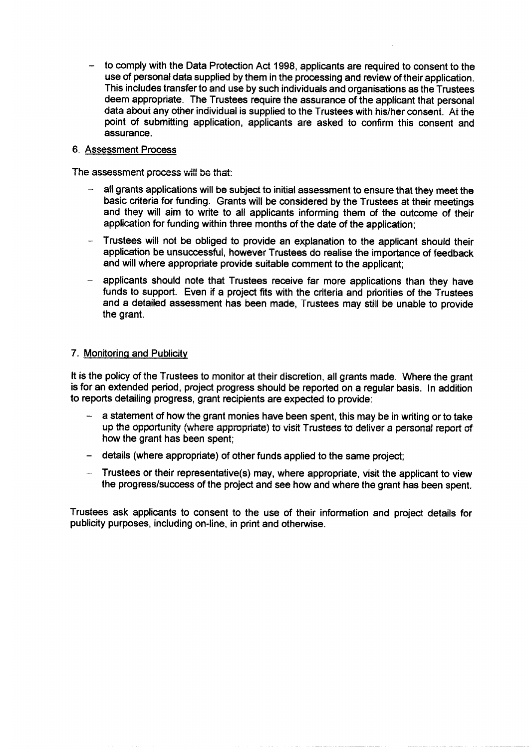- to comply with the Data Protection Act 1998, applicants are required to consent to the use of personal data supplied by them in the processing and review of their application. This includes transfer to and use by such individuals and organisations as the Trustees deem appropriate. The Trustees require the assurance of the applicant that personal data about any other individual is supplied to the Trustees with his/her consent. At the point of submitting application, applicants are asked to confirm this consent and assurance.

## 6. Assessment Process

The assessment process will be that:

- all grants applications will be subject to initial assessment to ensure that they meet the basic criteria for funding. Grants will be considered by the Trustees at their meetings and they will aim to write to all applicants informing them of the outcome of their application for funding within three months of the date of the application;
- Trustees will not be obliged to provide an explanation to the applicant should their application be unsuccessful, however Trustees do realise the importance of feedback and will where appropriate provide suitable comment to the applicant;
- applicants should note that Trustees receive far more applications than they have funds to support. Even if a project fits with the criteria and priorities of the Trustees and a detailed assessment has been made, Trustees may still be unable to provide the grant.

## 7. Monitoring and Publicity

It is the policy of the Trustees to monitor at their discretion, all grants made. Where the grant is for an extended period, project progress should be reported on a regular basis. In addition to reports detailing progress, grant recipients are expected to provide:

- a statement of how the grant monies have been spent, this may be in writing or to take up the opportunity (where appropriate) to visit Trustees to deliver a personal report of how the grant has been spent;
- details (where appropriate) of other funds applied to the same project;
- Trustees or their representative(s) may, where appropriate, visit the applicant to view the progress/success of the project and see how and where the grant has been spent.

Trustees ask applicants to consent to the use of their information and project details for publicity purposes, including on-line, in print and otherwise.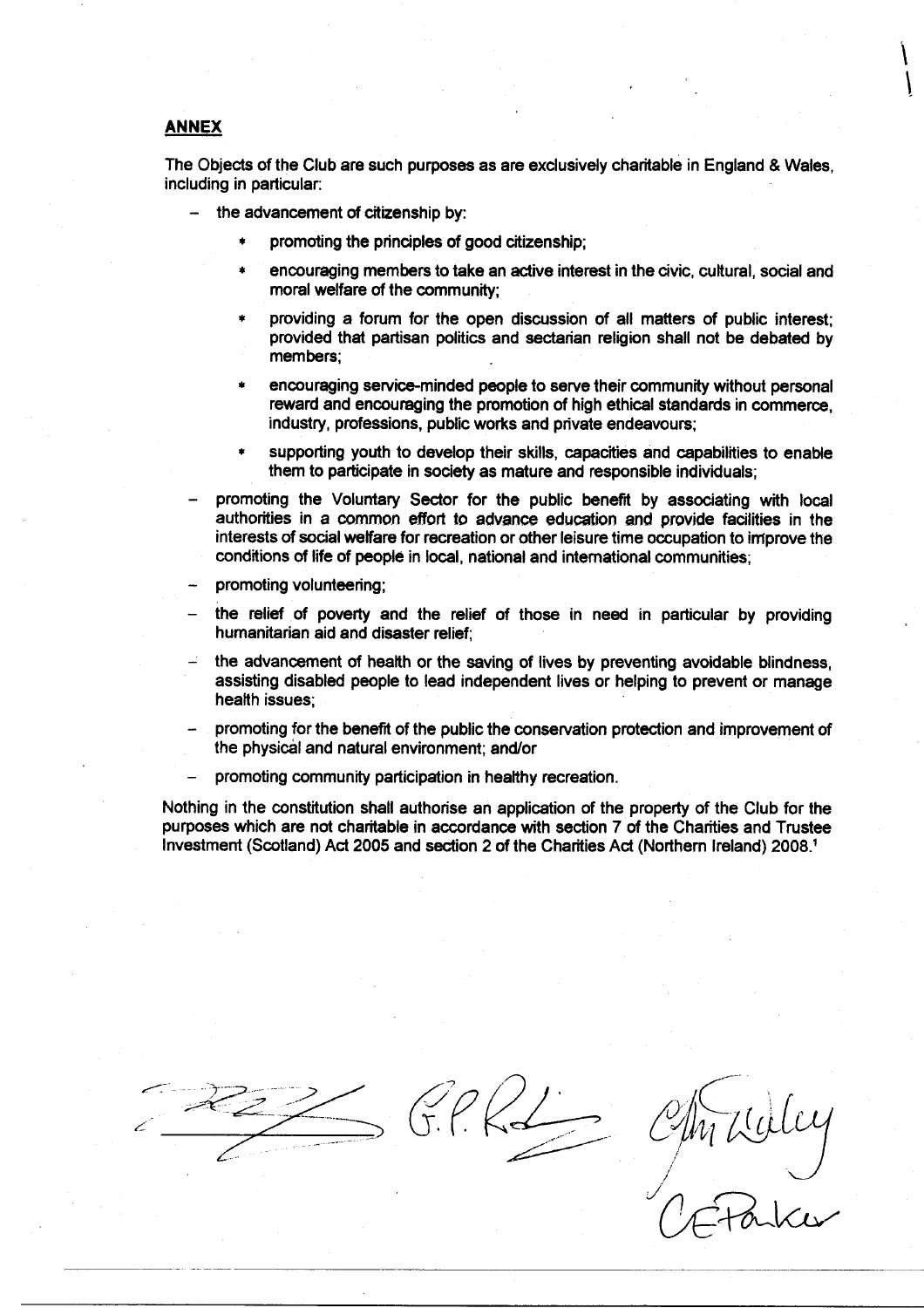## ANNEX

The Objects of the Club are such purposes as are exclusively charitable in England & Wales, including in particular:

- the advancement of citizenship by:
  - promoting the principles of good citizenship;
  - encouraging members to take an active interest in the civic, cultural, social and moral welfare of the community;
  - providing a forum for the open discussion of all matters of public interest; provided that partisan politics and sectarian religion shall not be debated by members;
  - encouraging service-minded people to serve their community without personal reward and encouraging the promotion of high ethical standards in commerce, industry, professions, public works and private endeavours;
  - supporting youth to develop their skills, capacities and capabilities to enable them to participate in society as mature and responsible individuals;
- promoting the Voluntary Sector for the public benefit by associating with local authorities in a common effort to advance education and provide facilities in the interests of social welfare for recreation or other leisure time occupation to improve the conditions of life of people in local, national and international communities;
- promoting volunteering;
- the relief of poverty and the relief of those in need in particular by providing humanitarian aid and disaster relief;
- the advancement of health or the saving of lives by preventing avoidable blindness, assisting disabled people to lead independent lives or helping to prevent or manage health issues;
- promoting for the benefit of the public the conservation protection and improvement of the physical and natural environment; and/or
- promoting community participation in healthy recreation.

Nothing in the constitution shall authorise an application of the property of the Club for the purposes which are not charitable in accordance with section 7 of the Charities and Trustee Investment (Scotland) Act 2005 and section 2 of the Charities Act (Northern Ireland) 2008.[1]